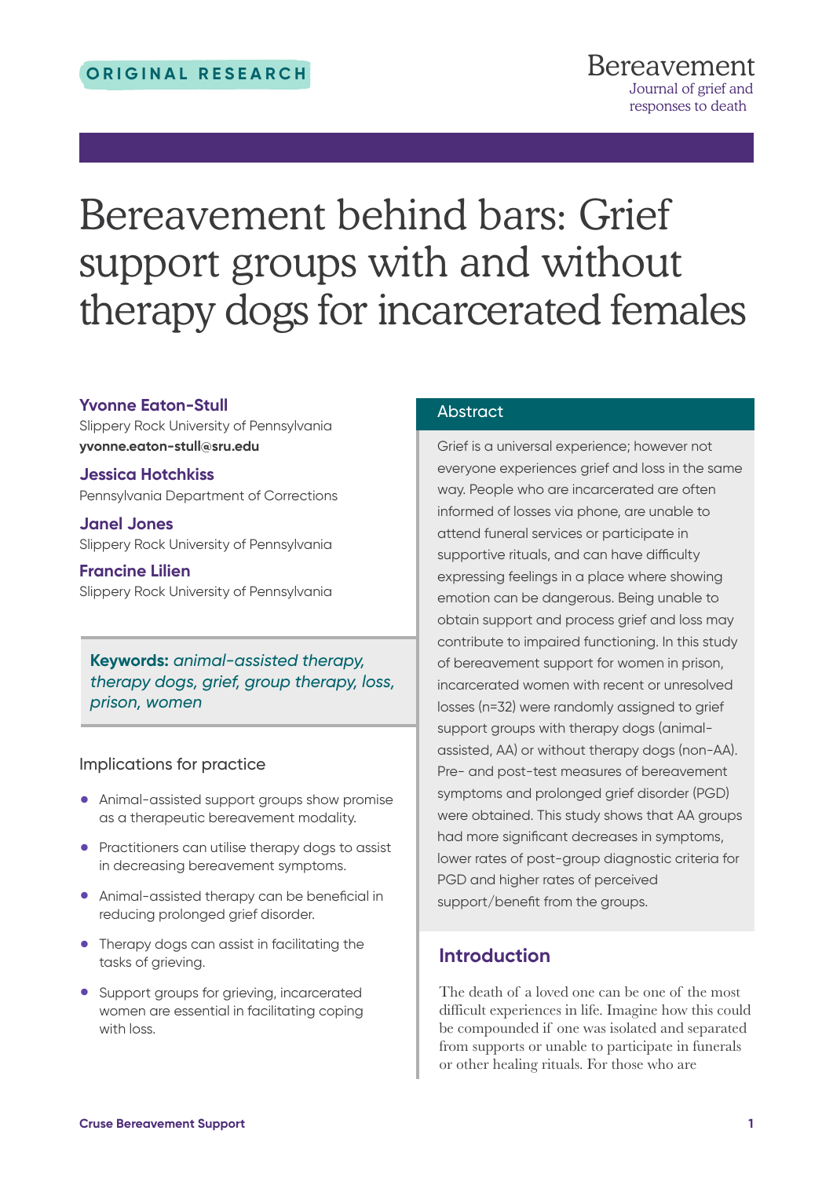ORIGINAL RESEARCH

Bereavement
Journal of grief and responses to death

# Bereavement behind bars: Grief support groups with and without therapy dogs for incarcerated females

**Yvonne Eaton-Stull**
Slippery Rock University of Pennsylvania
**yvonne.eaton-stull@sru.edu**

**Jessica Hotchkiss**
Pennsylvania Department of Corrections

**Janel Jones**
Slippery Rock University of Pennsylvania

**Francine Lilien**
Slippery Rock University of Pennsylvania

**Keywords:** *animal-assisted therapy, therapy dogs, grief, group therapy, loss, prison, women*

### Implications for practice

- Animal-assisted support groups show promise as a therapeutic bereavement modality.
- Practitioners can utilise therapy dogs to assist in decreasing bereavement symptoms.
- Animal-assisted therapy can be beneficial in reducing prolonged grief disorder.
- Therapy dogs can assist in facilitating the tasks of grieving.
- Support groups for grieving, incarcerated women are essential in facilitating coping with loss.

## Abstract

Grief is a universal experience; however not everyone experiences grief and loss in the same way. People who are incarcerated are often informed of losses via phone, are unable to attend funeral services or participate in supportive rituals, and can have difficulty expressing feelings in a place where showing emotion can be dangerous. Being unable to obtain support and process grief and loss may contribute to impaired functioning. In this study of bereavement support for women in prison, incarcerated women with recent or unresolved losses (n=32) were randomly assigned to grief support groups with therapy dogs (animal-assisted, AA) or without therapy dogs (non-AA). Pre- and post-test measures of bereavement symptoms and prolonged grief disorder (PGD) were obtained. This study shows that AA groups had more significant decreases in symptoms, lower rates of post-group diagnostic criteria for PGD and higher rates of perceived support/benefit from the groups.

## Introduction

The death of a loved one can be one of the most difficult experiences in life. Imagine how this could be compounded if one was isolated and separated from supports or unable to participate in funerals or other healing rituals. For those who are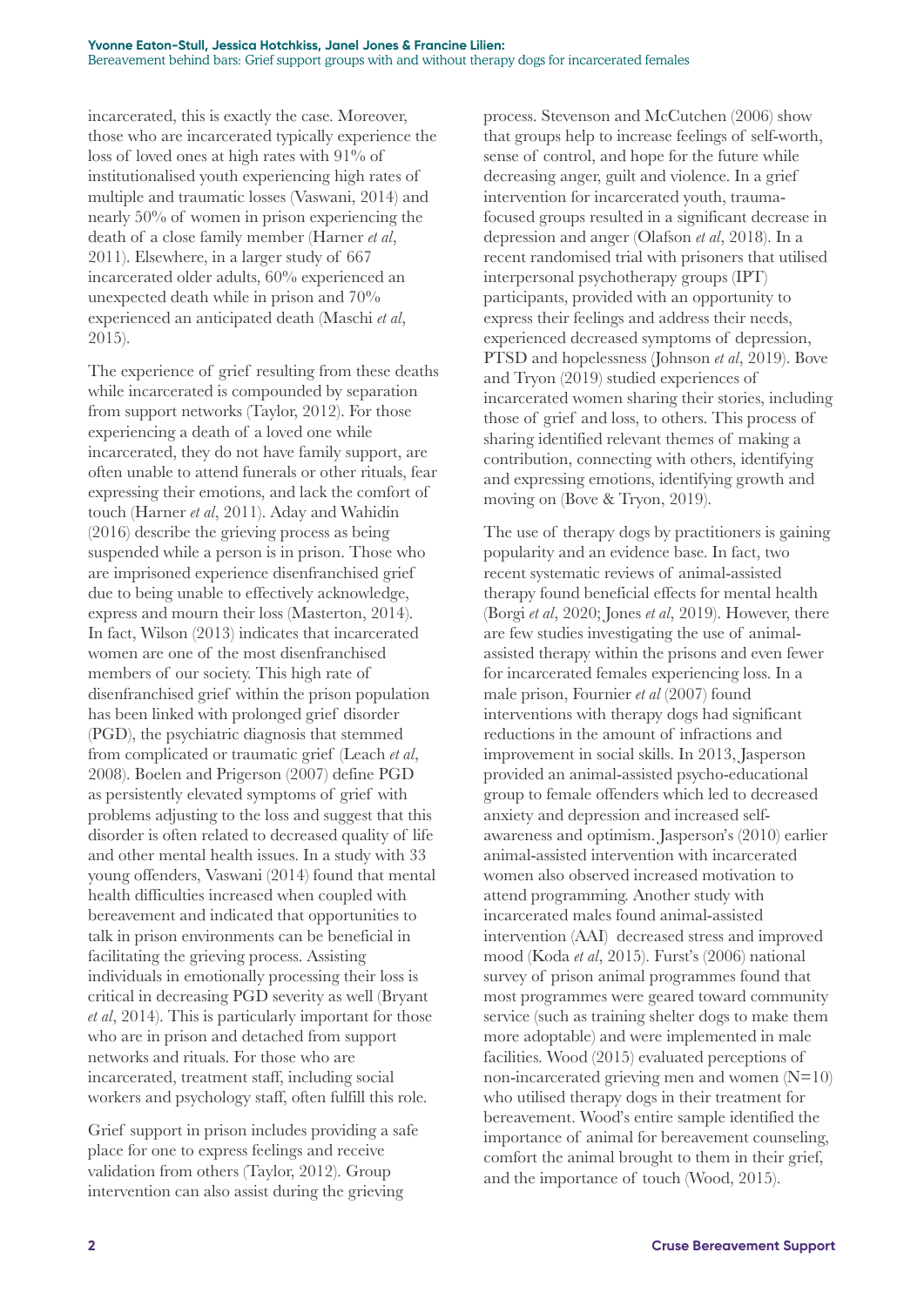incarcerated, this is exactly the case. Moreover, those who are incarcerated typically experience the loss of loved ones at high rates with 91% of institutionalised youth experiencing high rates of multiple and traumatic losses (Vaswani, 2014) and nearly 50% of women in prison experiencing the death of a close family member (Harner *et al*, 2011). Elsewhere, in a larger study of 667 incarcerated older adults, 60% experienced an unexpected death while in prison and 70% experienced an anticipated death (Maschi *et al*, 2015).

The experience of grief resulting from these deaths while incarcerated is compounded by separation from support networks (Taylor, 2012). For those experiencing a death of a loved one while incarcerated, they do not have family support, are often unable to attend funerals or other rituals, fear expressing their emotions, and lack the comfort of touch (Harner *et al*, 2011). Aday and Wahidin (2016) describe the grieving process as being suspended while a person is in prison. Those who are imprisoned experience disenfranchised grief due to being unable to effectively acknowledge, express and mourn their loss (Masterton, 2014). In fact, Wilson (2013) indicates that incarcerated women are one of the most disenfranchised members of our society. This high rate of disenfranchised grief within the prison population has been linked with prolonged grief disorder (PGD), the psychiatric diagnosis that stemmed from complicated or traumatic grief (Leach *et al*, 2008). Boelen and Prigerson (2007) define PGD as persistently elevated symptoms of grief with problems adjusting to the loss and suggest that this disorder is often related to decreased quality of life and other mental health issues. In a study with 33 young offenders, Vaswani (2014) found that mental health difficulties increased when coupled with bereavement and indicated that opportunities to talk in prison environments can be beneficial in facilitating the grieving process. Assisting individuals in emotionally processing their loss is critical in decreasing PGD severity as well (Bryant *et al*, 2014). This is particularly important for those who are in prison and detached from support networks and rituals. For those who are incarcerated, treatment staff, including social workers and psychology staff, often fulfill this role.

Grief support in prison includes providing a safe place for one to express feelings and receive validation from others (Taylor, 2012). Group intervention can also assist during the grieving process. Stevenson and McCutchen (2006) show that groups help to increase feelings of self-worth, sense of control, and hope for the future while decreasing anger, guilt and violence. In a grief intervention for incarcerated youth, trauma-focused groups resulted in a significant decrease in depression and anger (Olafson *et al*, 2018). In a recent randomised trial with prisoners that utilised interpersonal psychotherapy groups (IPT) participants, provided with an opportunity to express their feelings and address their needs, experienced decreased symptoms of depression, PTSD and hopelessness (Johnson *et al*, 2019). Bove and Tryon (2019) studied experiences of incarcerated women sharing their stories, including those of grief and loss, to others. This process of sharing identified relevant themes of making a contribution, connecting with others, identifying and expressing emotions, identifying growth and moving on (Bove & Tryon, 2019).

The use of therapy dogs by practitioners is gaining popularity and an evidence base. In fact, two recent systematic reviews of animal-assisted therapy found beneficial effects for mental health (Borgi *et al*, 2020; Jones *et al*, 2019). However, there are few studies investigating the use of animal-assisted therapy within the prisons and even fewer for incarcerated females experiencing loss. In a male prison, Fournier *et al* (2007) found interventions with therapy dogs had significant reductions in the amount of infractions and improvement in social skills. In 2013, Jasperson provided an animal-assisted psycho-educational group to female offenders which led to decreased anxiety and depression and increased self-awareness and optimism. Jasperson's (2010) earlier animal-assisted intervention with incarcerated women also observed increased motivation to attend programming. Another study with incarcerated males found animal-assisted intervention (AAI) decreased stress and improved mood (Koda *et al*, 2015). Furst's (2006) national survey of prison animal programmes found that most programmes were geared toward community service (such as training shelter dogs to make them more adoptable) and were implemented in male facilities. Wood (2015) evaluated perceptions of non-incarcerated grieving men and women (N=10) who utilised therapy dogs in their treatment for bereavement. Wood's entire sample identified the importance of animal for bereavement counseling, comfort the animal brought to them in their grief, and the importance of touch (Wood, 2015).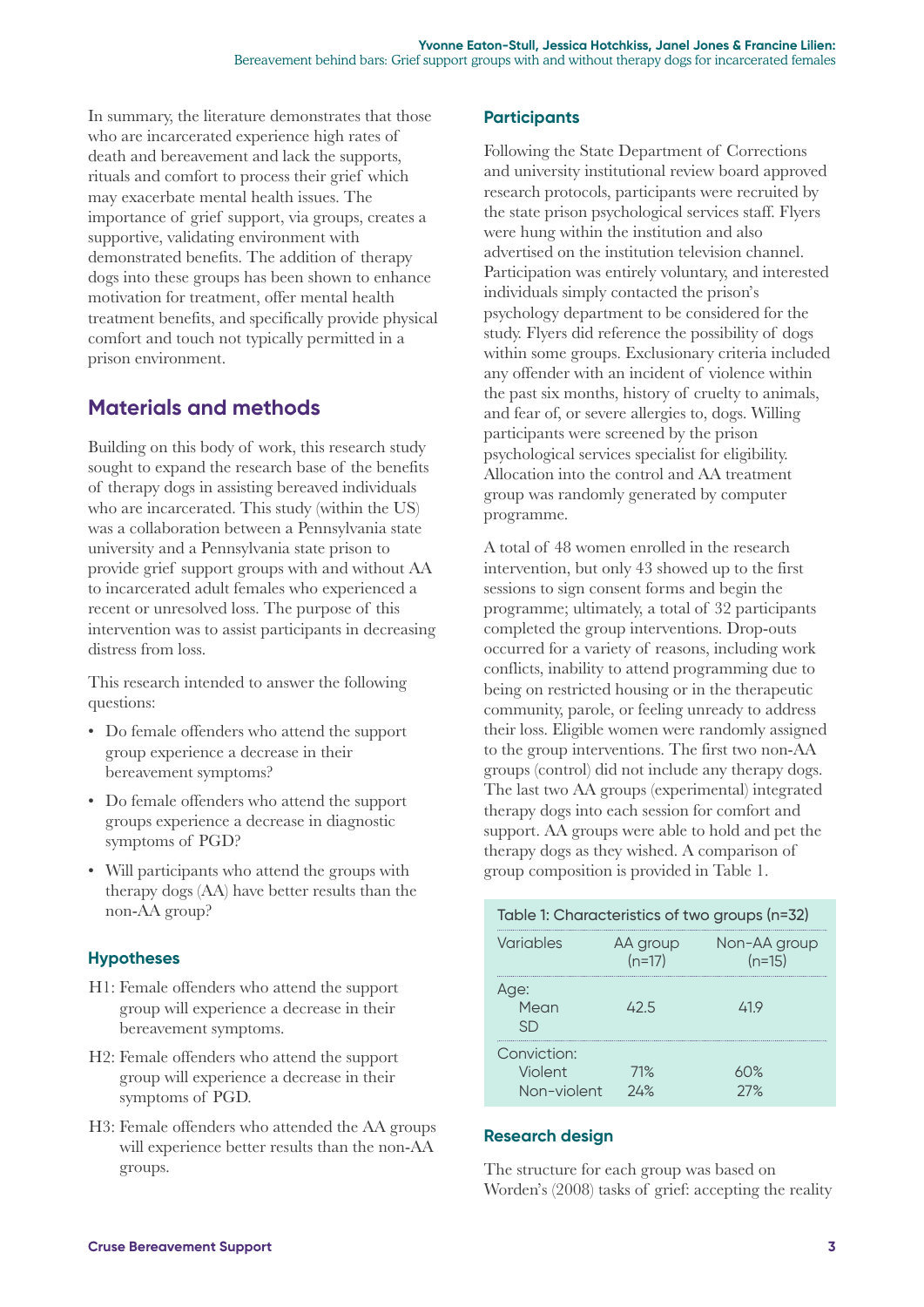In summary, the literature demonstrates that those who are incarcerated experience high rates of death and bereavement and lack the supports, rituals and comfort to process their grief which may exacerbate mental health issues. The importance of grief support, via groups, creates a supportive, validating environment with demonstrated benefits. The addition of therapy dogs into these groups has been shown to enhance motivation for treatment, offer mental health treatment benefits, and specifically provide physical comfort and touch not typically permitted in a prison environment.

## Materials and methods

Building on this body of work, this research study sought to expand the research base of the benefits of therapy dogs in assisting bereaved individuals who are incarcerated. This study (within the US) was a collaboration between a Pennsylvania state university and a Pennsylvania state prison to provide grief support groups with and without AA to incarcerated adult females who experienced a recent or unresolved loss. The purpose of this intervention was to assist participants in decreasing distress from loss.

This research intended to answer the following questions:

- Do female offenders who attend the support group experience a decrease in their bereavement symptoms?
- Do female offenders who attend the support groups experience a decrease in diagnostic symptoms of PGD?
- Will participants who attend the groups with therapy dogs (AA) have better results than the non-AA group?

### Hypotheses

H1: Female offenders who attend the support group will experience a decrease in their bereavement symptoms.

H2: Female offenders who attend the support group will experience a decrease in their symptoms of PGD.

H3: Female offenders who attended the AA groups will experience better results than the non-AA groups.

### Participants

Following the State Department of Corrections and university institutional review board approved research protocols, participants were recruited by the state prison psychological services staff. Flyers were hung within the institution and also advertised on the institution television channel. Participation was entirely voluntary, and interested individuals simply contacted the prison's psychology department to be considered for the study. Flyers did reference the possibility of dogs within some groups. Exclusionary criteria included any offender with an incident of violence within the past six months, history of cruelty to animals, and fear of, or severe allergies to, dogs. Willing participants were screened by the prison psychological services specialist for eligibility. Allocation into the control and AA treatment group was randomly generated by computer programme.

A total of 48 women enrolled in the research intervention, but only 43 showed up to the first sessions to sign consent forms and begin the programme; ultimately, a total of 32 participants completed the group interventions. Drop-outs occurred for a variety of reasons, including work conflicts, inability to attend programming due to being on restricted housing or in the therapeutic community, parole, or feeling unready to address their loss. Eligible women were randomly assigned to the group interventions. The first two non-AA groups (control) did not include any therapy dogs. The last two AA groups (experimental) integrated therapy dogs into each session for comfort and support. AA groups were able to hold and pet the therapy dogs as they wished. A comparison of group composition is provided in Table 1.

Table 1: Characteristics of two groups (n=32)

| Variables | AA group (n=17) | Non-AA group (n=15) |
|---|---|---|
| Age: | | |
| Mean | 42.5 | 41.9 |
| SD | | |
| Conviction: | | |
| Violent | 71% | 60% |
| Non-violent | 24% | 27% |

### Research design

The structure for each group was based on Worden's (2008) tasks of grief: accepting the reality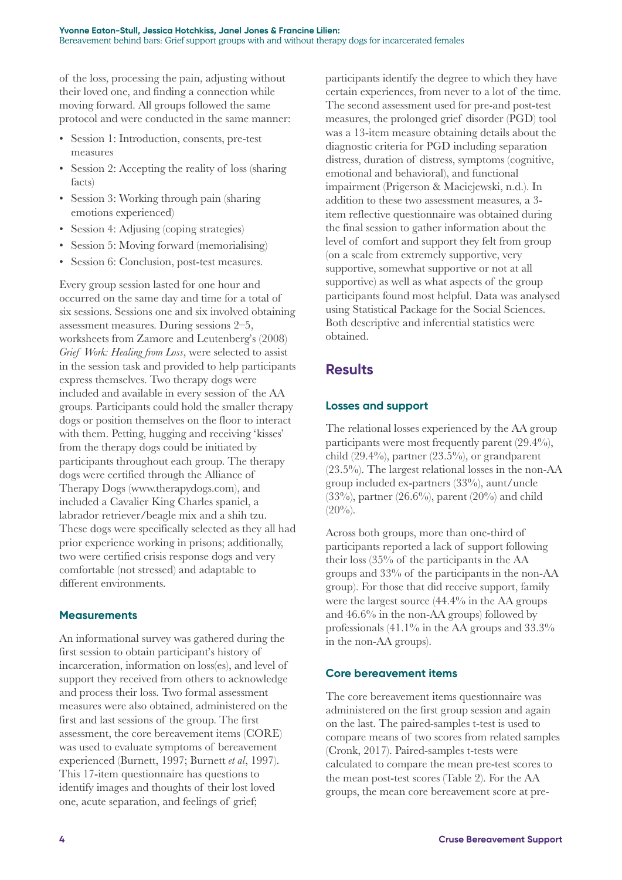of the loss, processing the pain, adjusting without their loved one, and finding a connection while moving forward. All groups followed the same protocol and were conducted in the same manner:

- Session 1: Introduction, consents, pre-test measures
- Session 2: Accepting the reality of loss (sharing facts)
- Session 3: Working through pain (sharing emotions experienced)
- Session 4: Adjusting (coping strategies)
- Session 5: Moving forward (memorialising)
- Session 6: Conclusion, post-test measures.

Every group session lasted for one hour and occurred on the same day and time for a total of six sessions. Sessions one and six involved obtaining assessment measures. During sessions 2–5, worksheets from Zamore and Leutenberg's (2008) *Grief Work: Healing from Loss*, were selected to assist in the session task and provided to help participants express themselves. Two therapy dogs were included and available in every session of the AA groups. Participants could hold the smaller therapy dogs or position themselves on the floor to interact with them. Petting, hugging and receiving 'kisses' from the therapy dogs could be initiated by participants throughout each group. The therapy dogs were certified through the Alliance of Therapy Dogs (www.therapydogs.com), and included a Cavalier King Charles spaniel, a labrador retriever/beagle mix and a shih tzu. These dogs were specifically selected as they all had prior experience working in prisons; additionally, two were certified crisis response dogs and very comfortable (not stressed) and adaptable to different environments.

### Measurements

An informational survey was gathered during the first session to obtain participant's history of incarceration, information on loss(es), and level of support they received from others to acknowledge and process their loss. Two formal assessment measures were also obtained, administered on the first and last sessions of the group. The first assessment, the core bereavement items (CORE) was used to evaluate symptoms of bereavement experienced (Burnett, 1997; Burnett *et al*, 1997). This 17-item questionnaire has questions to identify images and thoughts of their lost loved one, acute separation, and feelings of grief; participants identify the degree to which they have certain experiences, from never to a lot of the time. The second assessment used for pre-and post-test measures, the prolonged grief disorder (PGD) tool was a 13-item measure obtaining details about the diagnostic criteria for PGD including separation distress, duration of distress, symptoms (cognitive, emotional and behavioral), and functional impairment (Prigerson & Maciejewski, n.d.). In addition to these two assessment measures, a 3-item reflective questionnaire was obtained during the final session to gather information about the level of comfort and support they felt from group (on a scale from extremely supportive, very supportive, somewhat supportive or not at all supportive) as well as what aspects of the group participants found most helpful. Data was analysed using Statistical Package for the Social Sciences. Both descriptive and inferential statistics were obtained.

## Results

### Losses and support

The relational losses experienced by the AA group participants were most frequently parent (29.4%), child (29.4%), partner (23.5%), or grandparent (23.5%). The largest relational losses in the non-AA group included ex-partners (33%), aunt/uncle (33%), partner (26.6%), parent (20%) and child (20%).

Across both groups, more than one-third of participants reported a lack of support following their loss (35% of the participants in the AA groups and 33% of the participants in the non-AA group). For those that did receive support, family were the largest source (44.4% in the AA groups and 46.6% in the non-AA groups) followed by professionals (41.1% in the AA groups and 33.3% in the non-AA groups).

### Core bereavement items

The core bereavement items questionnaire was administered on the first group session and again on the last. The paired-samples t-test is used to compare means of two scores from related samples (Cronk, 2017). Paired-samples t-tests were calculated to compare the mean pre-test scores to the mean post-test scores (Table 2). For the AA groups, the mean core bereavement score at pre-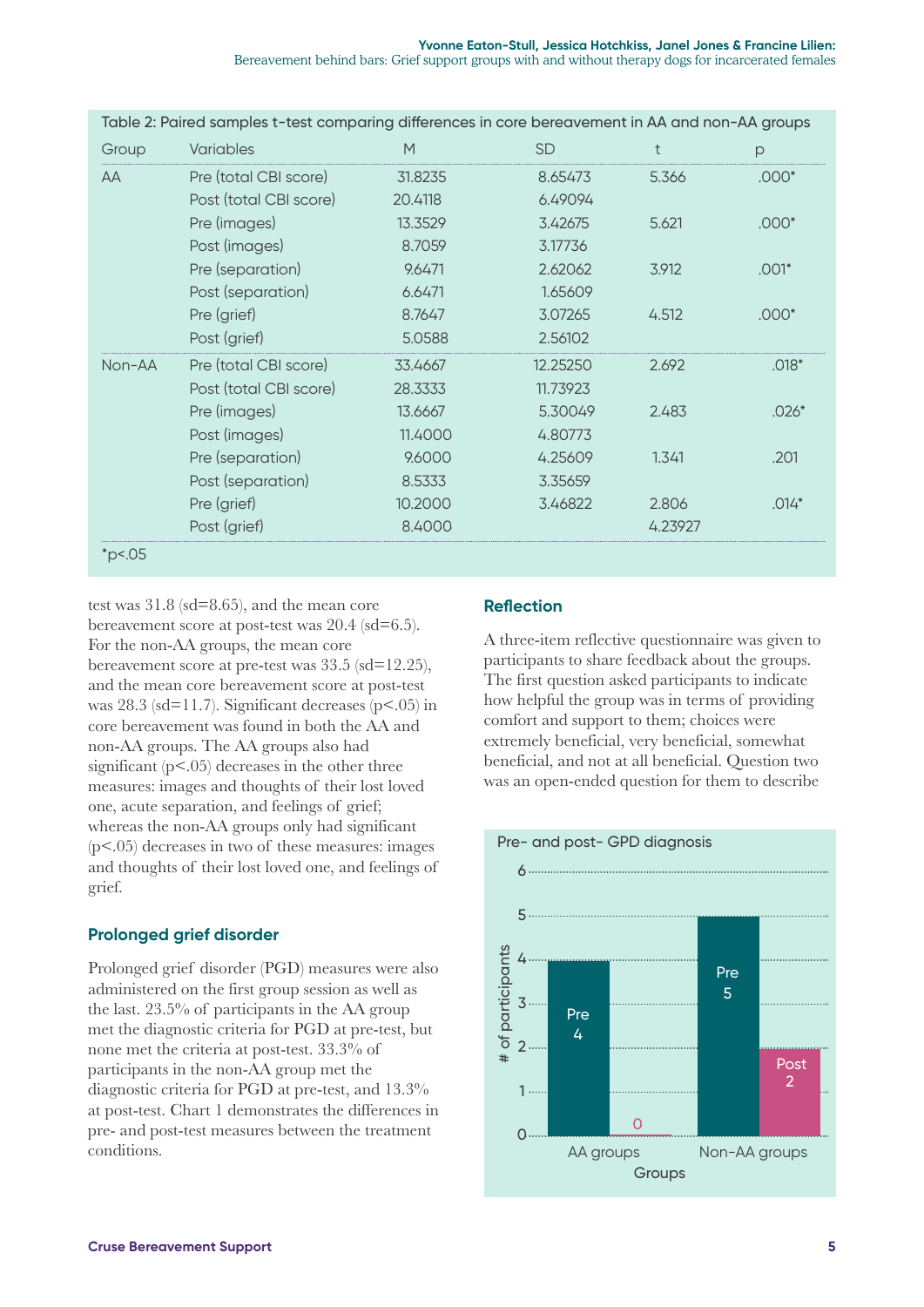Table 2: Paired samples t-test comparing differences in core bereavement in AA and non-AA groups

| Group | Variables | M | SD | t | p |
|---|---|---|---|---|---|
| AA | Pre (total CBI score) | 31.8235 | 8.65473 | 5.366 | .000* |
| | Post (total CBI score) | 20.4118 | 6.49094 | | |
| | Pre (images) | 13.3529 | 3.42675 | 5.621 | .000* |
| | Post (images) | 8.7059 | 3.17736 | | |
| | Pre (separation) | 9.6471 | 2.62062 | 3.912 | .001* |
| | Post (separation) | 6.6471 | 1.65609 | | |
| | Pre (grief) | 8.7647 | 3.07265 | 4.512 | .000* |
| | Post (grief) | 5.0588 | 2.56102 | | |
| Non-AA | Pre (total CBI score) | 33.4667 | 12.25250 | 2.692 | .018* |
| | Post (total CBI score) | 28.3333 | 11.73923 | | |
| | Pre (images) | 13.6667 | 5.30049 | 2.483 | .026* |
| | Post (images) | 11.4000 | 4.80773 | | |
| | Pre (separation) | 9.6000 | 4.25609 | 1.341 | .201 |
| | Post (separation) | 8.5333 | 3.35659 | | |
| | Pre (grief) | 10.2000 | 3.46822 | 2.806 | .014* |
| | Post (grief) | 8.4000 | | 4.23927 | |

*p<.05

test was 31.8 (sd=8.65), and the mean core bereavement score at post-test was 20.4 (sd=6.5). For the non-AA groups, the mean core bereavement score at pre-test was 33.5 (sd=12.25), and the mean core bereavement score at post-test was 28.3 (sd=11.7). Significant decreases ($p<.05$) in core bereavement was found in both the AA and non-AA groups. The AA groups also had significant ($p<.05$) decreases in the other three measures: images and thoughts of their lost loved one, acute separation, and feelings of grief; whereas the non-AA groups only had significant ($p<.05$) decreases in two of these measures: images and thoughts of their lost loved one, and feelings of grief.

## Prolonged grief disorder

Prolonged grief disorder (PGD) measures were also administered on the first group session as well as the last. 23.5% of participants in the AA group met the diagnostic criteria for PGD at pre-test, but none met the criteria at post-test. 33.3% of participants in the non-AA group met the diagnostic criteria for PGD at pre-test, and 13.3% at post-test. Chart 1 demonstrates the differences in pre- and post-test measures between the treatment conditions.

## Reflection

A three-item reflective questionnaire was given to participants to share feedback about the groups. The first question asked participants to indicate how helpful the group was in terms of providing comfort and support to them; choices were extremely beneficial, very beneficial, somewhat beneficial, and not at all beneficial. Question two was an open-ended question for them to describe

Pre- and post- GPD diagnosis

| Groups | Pre (# of participants) | Post (# of participants) |
|---|---|---|
| AA groups | 4 | 0 |
| Non-AA groups | 5 | 2 |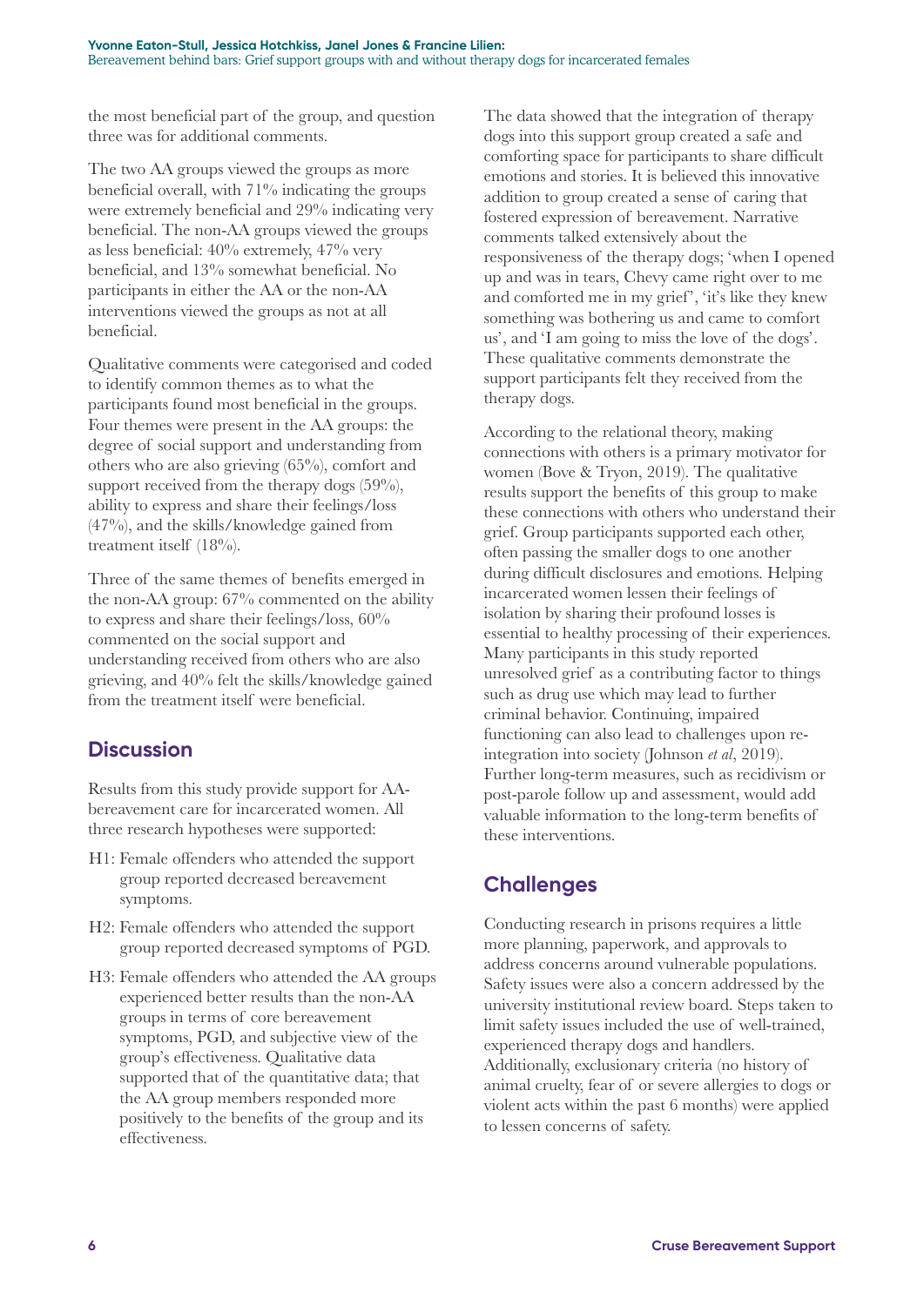the most beneficial part of the group, and question three was for additional comments.

The two AA groups viewed the groups as more beneficial overall, with 71% indicating the groups were extremely beneficial and 29% indicating very beneficial. The non-AA groups viewed the groups as less beneficial: 40% extremely, 47% very beneficial, and 13% somewhat beneficial. No participants in either the AA or the non-AA interventions viewed the groups as not at all beneficial.

Qualitative comments were categorised and coded to identify common themes as to what the participants found most beneficial in the groups. Four themes were present in the AA groups: the degree of social support and understanding from others who are also grieving (65%), comfort and support received from the therapy dogs (59%), ability to express and share their feelings/loss (47%), and the skills/knowledge gained from treatment itself (18%).

Three of the same themes of benefits emerged in the non-AA group: 67% commented on the ability to express and share their feelings/loss, 60% commented on the social support and understanding received from others who are also grieving, and 40% felt the skills/knowledge gained from the treatment itself were beneficial.

## Discussion

Results from this study provide support for AA-bereavement care for incarcerated women. All three research hypotheses were supported:

- H1: Female offenders who attended the support group reported decreased bereavement symptoms.
- H2: Female offenders who attended the support group reported decreased symptoms of PGD.
- H3: Female offenders who attended the AA groups experienced better results than the non-AA groups in terms of core bereavement symptoms, PGD, and subjective view of the group's effectiveness. Qualitative data supported that of the quantitative data; that the AA group members responded more positively to the benefits of the group and its effectiveness.

The data showed that the integration of therapy dogs into this support group created a safe and comforting space for participants to share difficult emotions and stories. It is believed this innovative addition to group created a sense of caring that fostered expression of bereavement. Narrative comments talked extensively about the responsiveness of the therapy dogs; 'when I opened up and was in tears, Chevy came right over to me and comforted me in my grief', 'it's like they knew something was bothering us and came to comfort us', and 'I am going to miss the love of the dogs'. These qualitative comments demonstrate the support participants felt they received from the therapy dogs.

According to the relational theory, making connections with others is a primary motivator for women (Bove & Tryon, 2019). The qualitative results support the benefits of this group to make these connections with others who understand their grief. Group participants supported each other, often passing the smaller dogs to one another during difficult disclosures and emotions. Helping incarcerated women lessen their feelings of isolation by sharing their profound losses is essential to healthy processing of their experiences. Many participants in this study reported unresolved grief as a contributing factor to things such as drug use which may lead to further criminal behavior. Continuing, impaired functioning can also lead to challenges upon re-integration into society (Johnson *et al*, 2019). Further long-term measures, such as recidivism or post-parole follow up and assessment, would add valuable information to the long-term benefits of these interventions.

## Challenges

Conducting research in prisons requires a little more planning, paperwork, and approvals to address concerns around vulnerable populations. Safety issues were also a concern addressed by the university institutional review board. Steps taken to limit safety issues included the use of well-trained, experienced therapy dogs and handlers. Additionally, exclusionary criteria (no history of animal cruelty, fear of or severe allergies to dogs or violent acts within the past 6 months) were applied to lessen concerns of safety.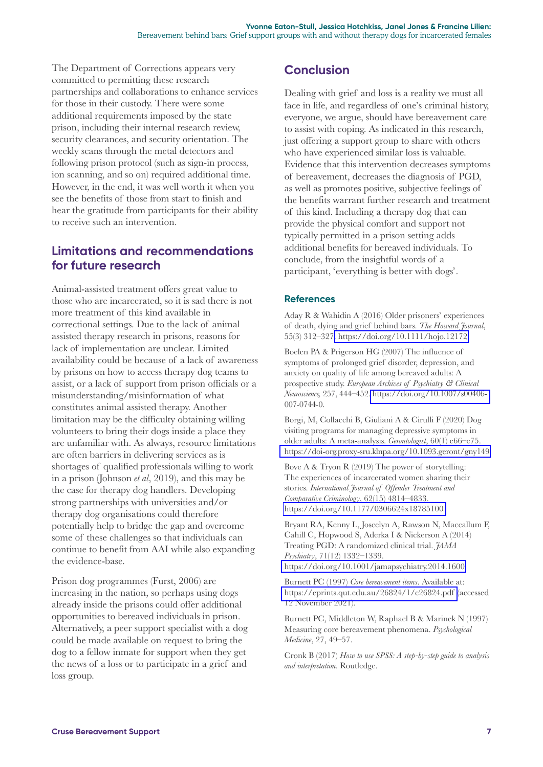The Department of Corrections appears very committed to permitting these research partnerships and collaborations to enhance services for those in their custody. There were some additional requirements imposed by the state prison, including their internal research review, security clearances, and security orientation. The weekly scans through the metal detectors and following prison protocol (such as sign-in process, ion scanning, and so on) required additional time. However, in the end, it was well worth it when you see the benefits of those from start to finish and hear the gratitude from participants for their ability to receive such an intervention.

## Limitations and recommendations for future research

Animal-assisted treatment offers great value to those who are incarcerated, so it is sad there is not more treatment of this kind available in correctional settings. Due to the lack of animal assisted therapy research in prisons, reasons for lack of implementation are unclear. Limited availability could be because of a lack of awareness by prisons on how to access therapy dog teams to assist, or a lack of support from prison officials or a misunderstanding/misinformation of what constitutes animal assisted therapy. Another limitation may be the difficulty obtaining willing volunteers to bring their dogs inside a place they are unfamiliar with. As always, resource limitations are often barriers in delivering services as is shortages of qualified professionals willing to work in a prison (Johnson *et al*, 2019), and this may be the case for therapy dog handlers. Developing strong partnerships with universities and/or therapy dog organisations could therefore potentially help to bridge the gap and overcome some of these challenges so that individuals can continue to benefit from AAI while also expanding the evidence-base.

Prison dog programmes (Furst, 2006) are increasing in the nation, so perhaps using dogs already inside the prisons could offer additional opportunities to bereaved individuals in prison. Alternatively, a peer support specialist with a dog could be made available on request to bring the dog to a fellow inmate for support when they get the news of a loss or to participate in a grief and loss group.

## Conclusion

Dealing with grief and loss is a reality we must all face in life, and regardless of one's criminal history, everyone, we argue, should have bereavement care to assist with coping. As indicated in this research, just offering a support group to share with others who have experienced similar loss is valuable. Evidence that this intervention decreases symptoms of bereavement, decreases the diagnosis of PGD, as well as promotes positive, subjective feelings of the benefits warrant further research and treatment of this kind. Including a therapy dog that can provide the physical comfort and support not typically permitted in a prison setting adds additional benefits for bereaved individuals. To conclude, from the insightful words of a participant, 'everything is better with dogs'.

### References

Aday R & Wahidin A (2016) Older prisoners' experiences of death, dying and grief behind bars. *The Howard Journal*, 55(3) 312–327. https://doi.org/10.1111/hojo.12172

Boelen PA & Prigerson HG (2007) The influence of symptoms of prolonged grief disorder, depression, and anxiety on quality of life among bereaved adults: A prospective study. *European Archives of Psychiatry & Clinical Neuroscience,* 257, 444–452. https://doi.org/10.1007/s00406-007-0744-0.

Borgi, M, Collacchi B, Giuliani A & Cirulli F (2020) Dog visiting programs for managing depressive symptoms in older adults: A meta-analysis. *Gerontologist*, 60(1) e66–e75. https://doi-org.proxy-sru.klnpa.org/10.1093.geront/gny149

Bove A & Tryon R (2019) The power of storytelling: The experiences of incarcerated women sharing their stories. *International Journal of Offender Treatment and Comparative Criminology*, 62(15) 4814–4833. https://doi.org/10.1177/0306624x18785100

Bryant RA, Kenny L, Joscelyn A, Rawson N, Maccallum F, Cahill C, Hopwood S, Aderka I & Nickerson A (2014) Treating PGD: A randomized clinical trial. *JAMA Psychiatry*, 71(12) 1332–1339. https://doi.org/10.1001/jamapsychiatry.2014.1600

Burnett PC (1997) *Core bereavement items*. Available at: https://eprints.qut.edu.au/26824/1/c26824.pdf (accessed 12 November 2021).

Burnett PC, Middleton W, Raphael B & Marinek N (1997) Measuring core bereavement phenomena. *Psychological Medicine*, 27, 49–57.

Cronk B (2017) *How to use SPSS: A step-by-step guide to analysis and interpretation.* Routledge.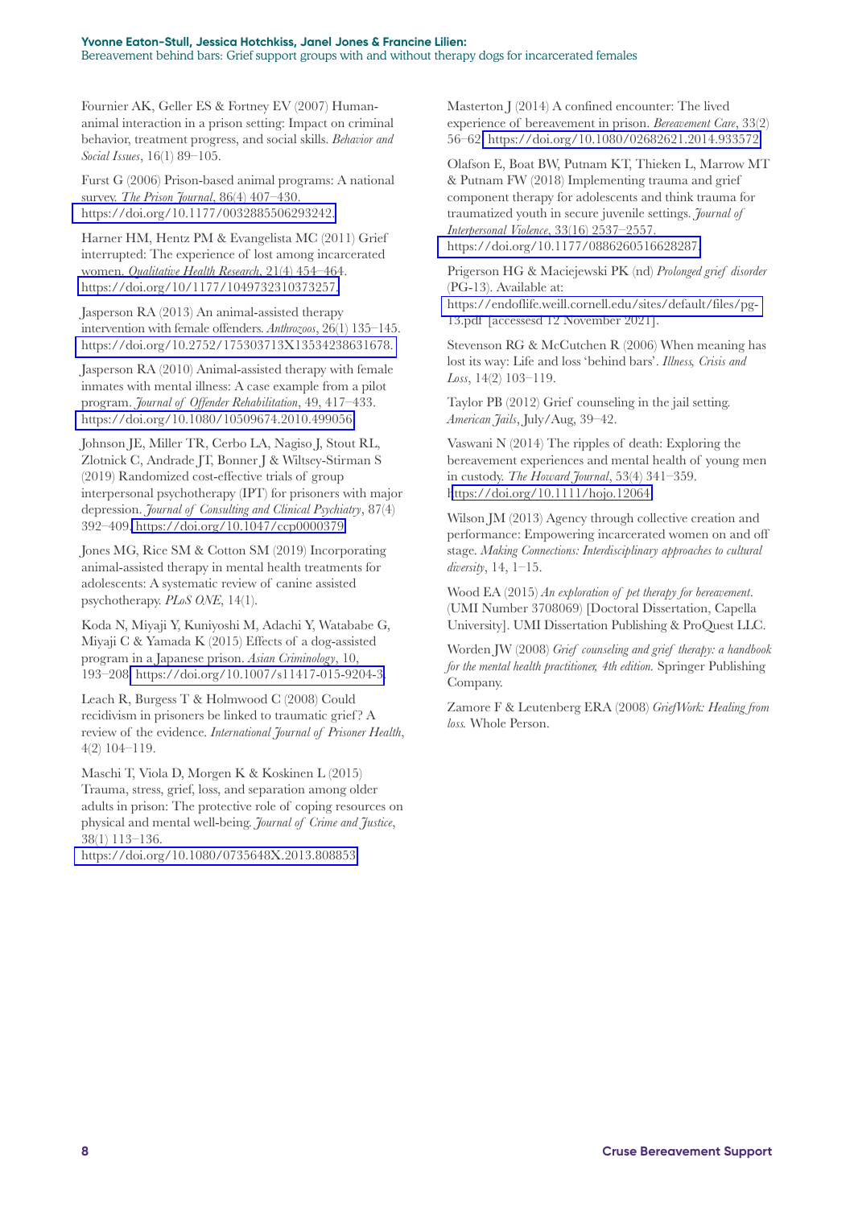Fournier AK, Geller ES & Fortney EV (2007) Human-animal interaction in a prison setting: Impact on criminal behavior, treatment progress, and social skills. *Behavior and Social Issues*, 16(1) 89–105.

Furst G (2006) Prison-based animal programs: A national survey. *The Prison Journal*, 86(4) 407–430. https://doi.org/10.1177/0032885506293242.

Harner HM, Hentz PM & Evangelista MC (2011) Grief interrupted: The experience of lost among incarcerated women. *Qualitative Health Research*, 21(4) 454–464. https://doi.org/10/1177/1049732310373257.

Jasperson RA (2013) An animal-assisted therapy intervention with female offenders. *Anthrozoos*, 26(1) 135–145. https://doi.org/10.2752/175303713X13534238631678.

Jasperson RA (2010) Animal-assisted therapy with female inmates with mental illness: A case example from a pilot program. *Journal of Offender Rehabilitation*, 49, 417–433. https://doi.org/10.1080/10509674.2010.499056

Johnson JE, Miller TR, Cerbo LA, Nagiso J, Stout RL, Zlotnick C, Andrade JT, Bonner J & Wiltsey-Stirman S (2019) Randomized cost-effective trials of group interpersonal psychotherapy (IPT) for prisoners with major depression. *Journal of Consulting and Clinical Psychiatry*, 87(4) 392–409. https://doi.org/10.1047/ccp0000379

Jones MG, Rice SM & Cotton SM (2019) Incorporating animal-assisted therapy in mental health treatments for adolescents: A systematic review of canine assisted psychotherapy. *PLoS ONE*, 14(1).

Koda N, Miyaji Y, Kuniyoshi M, Adachi Y, Watababe G, Miyaji C & Yamada K (2015) Effects of a dog-assisted program in a Japanese prison. *Asian Criminology*, 10, 193–208. https://doi.org/10.1007/s11417-015-9204-3.

Leach R, Burgess T & Holmwood C (2008) Could recidivism in prisoners be linked to traumatic grief? A review of the evidence. *International Journal of Prisoner Health*, 4(2) 104–119.

Maschi T, Viola D, Morgen K & Koskinen L (2015) Trauma, stress, grief, loss, and separation among older adults in prison: The protective role of coping resources on physical and mental well-being. *Journal of Crime and Justice*, 38(1) 113–136. https://doi.org/10.1080/0735648X.2013.808853

Masterton J (2014) A confined encounter: The lived experience of bereavement in prison. *Bereavement Care*, 33(2) 56–62. https://doi.org/10.1080/02682621.2014.933572

Olafson E, Boat BW, Putnam KT, Thieken L, Marrow MT & Putnam FW (2018) Implementing trauma and grief component therapy for adolescents and think trauma for traumatized youth in secure juvenile settings. *Journal of Interpersonal Violence*, 33(16) 2537–2557. https://doi.org/10.1177/0886260516628287.

Prigerson HG & Maciejewski PK (nd) *Prolonged grief disorder* (PG-13). Available at: https://endoflife.weill.cornell.edu/sites/default/files/pg-13.pdf [accessesd 12 November 2021].

Stevenson RG & McCutchen R (2006) When meaning has lost its way: Life and loss 'behind bars'. *Illness, Crisis and Loss*, 14(2) 103–119.

Taylor PB (2012) Grief counseling in the jail setting. *American Jails*, July/Aug, 39–42.

Vaswani N (2014) The ripples of death: Exploring the bereavement experiences and mental health of young men in custody. *The Howard Journal*, 53(4) 341–359. https://doi.org/10.1111/hojo.12064

Wilson JM (2013) Agency through collective creation and performance: Empowering incarcerated women on and off stage. *Making Connections: Interdisciplinary approaches to cultural diversity*, 14, 1–15.

Wood EA (2015) *An exploration of pet therapy for bereavement*. (UMI Number 3708069) [Doctoral Dissertation, Capella University]. UMI Dissertation Publishing & ProQuest LLC.

Worden JW (2008) *Grief counseling and grief therapy: a handbook for the mental health practitioner, 4th edition.* Springer Publishing Company.

Zamore F & Leutenberg ERA (2008) *GriefWork: Healing from loss.* Whole Person.